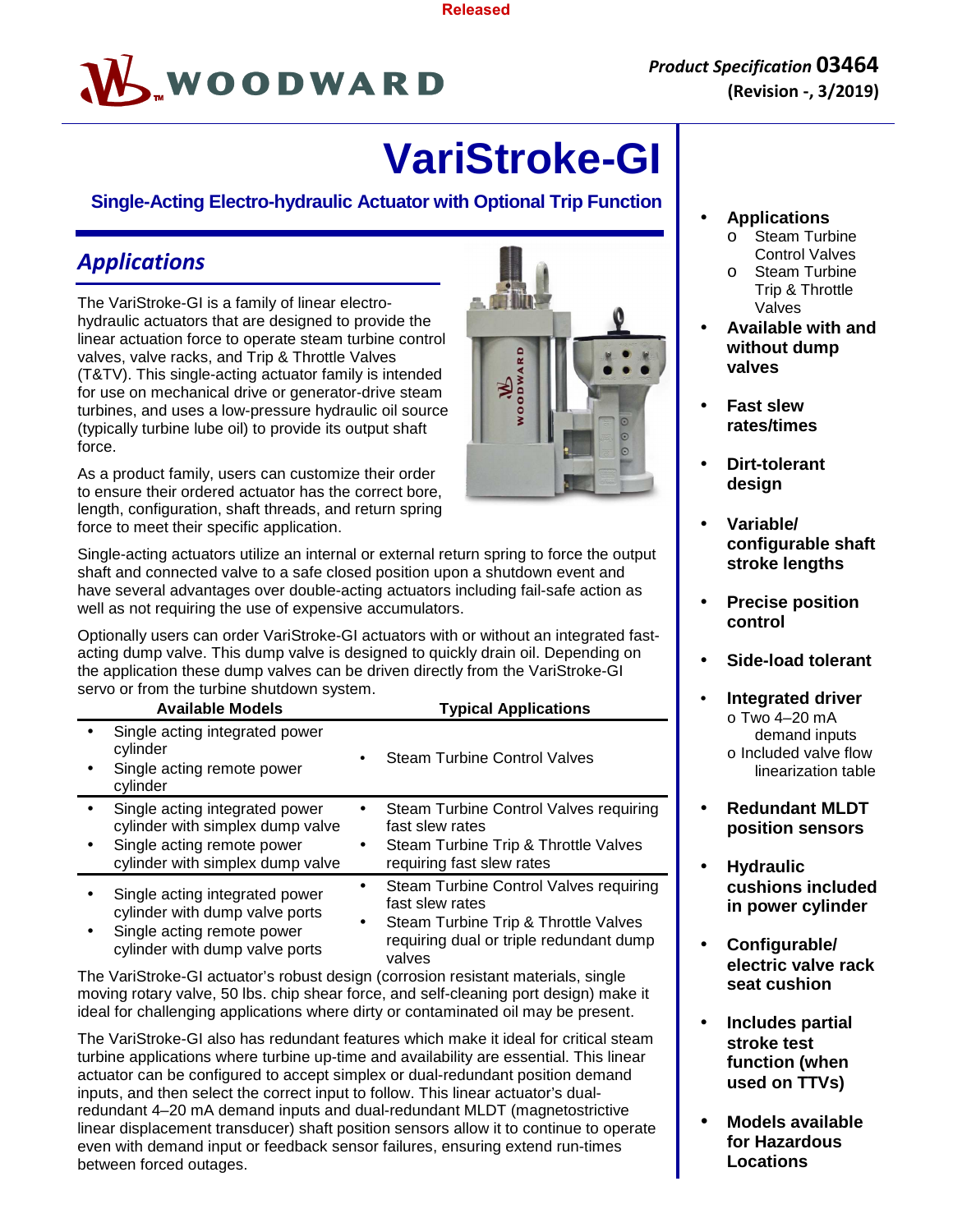Released

**Product Specification 03464**
**(Revision -, 3/2019)**

# VariStroke-GI

### Single-Acting Electro-hydraulic Actuator with Optional Trip Function

## *Applications*

The VariStroke-GI is a family of linear electro-hydraulic actuators that are designed to provide the linear actuation force to operate steam turbine control valves, valve racks, and Trip & Throttle Valves (T&TV). This single-acting actuator family is intended for use on mechanical drive or generator-drive steam turbines, and uses a low-pressure hydraulic oil source (typically turbine lube oil) to provide its output shaft force.

As a product family, users can customize their order to ensure their ordered actuator has the correct bore, length, configuration, shaft threads, and return spring force to meet their specific application.

Single-acting actuators utilize an internal or external return spring to force the output shaft and connected valve to a safe closed position upon a shutdown event and have several advantages over double-acting actuators including fail-safe action as well as not requiring the use of expensive accumulators.

Optionally users can order VariStroke-GI actuators with or without an integrated fast-acting dump valve. This dump valve is designed to quickly drain oil. Depending on the application these dump valves can be driven directly from the VariStroke-GI servo or from the turbine shutdown system.

| Available Models | Typical Applications |
|---|---|
| • Single acting integrated power cylinder<br>• Single acting remote power cylinder | • Steam Turbine Control Valves |
| • Single acting integrated power cylinder with simplex dump valve<br>• Single acting remote power cylinder with simplex dump valve | • Steam Turbine Control Valves requiring fast slew rates<br>• Steam Turbine Trip & Throttle Valves requiring fast slew rates |
| • Single acting integrated power cylinder with dump valve ports<br>• Single acting remote power cylinder with dump valve ports | • Steam Turbine Control Valves requiring fast slew rates<br>• Steam Turbine Trip & Throttle Valves requiring dual or triple redundant dump valves |

The VariStroke-GI actuator's robust design (corrosion resistant materials, single moving rotary valve, 50 lbs. chip shear force, and self-cleaning port design) make it ideal for challenging applications where dirty or contaminated oil may be present.

The VariStroke-GI also has redundant features which make it ideal for critical steam turbine applications where turbine up-time and availability are essential. This linear actuator can be configured to accept simplex or dual-redundant position demand inputs, and then select the correct input to follow. This linear actuator's dual-redundant 4–20 mA demand inputs and dual-redundant MLDT (magnetostrictive linear displacement transducer) shaft position sensors allow it to continue to operate even with demand input or feedback sensor failures, ensuring extend run-times between forced outages.

- **Applications**
  - Steam Turbine Control Valves
  - Steam Turbine Trip & Throttle Valves
- **Available with and without dump valves**
- **Fast slew rates/times**
- **Dirt-tolerant design**
- **Variable/ configurable shaft stroke lengths**
- **Precise position control**
- **Side-load tolerant**
- **Integrated driver**
  - Two 4–20 mA demand inputs
  - Included valve flow linearization table
- **Redundant MLDT position sensors**
- **Hydraulic cushions included in power cylinder**
- **Configurable/ electric valve rack seat cushion**
- **Includes partial stroke test function (when used on TTVs)**
- **Models available for Hazardous Locations**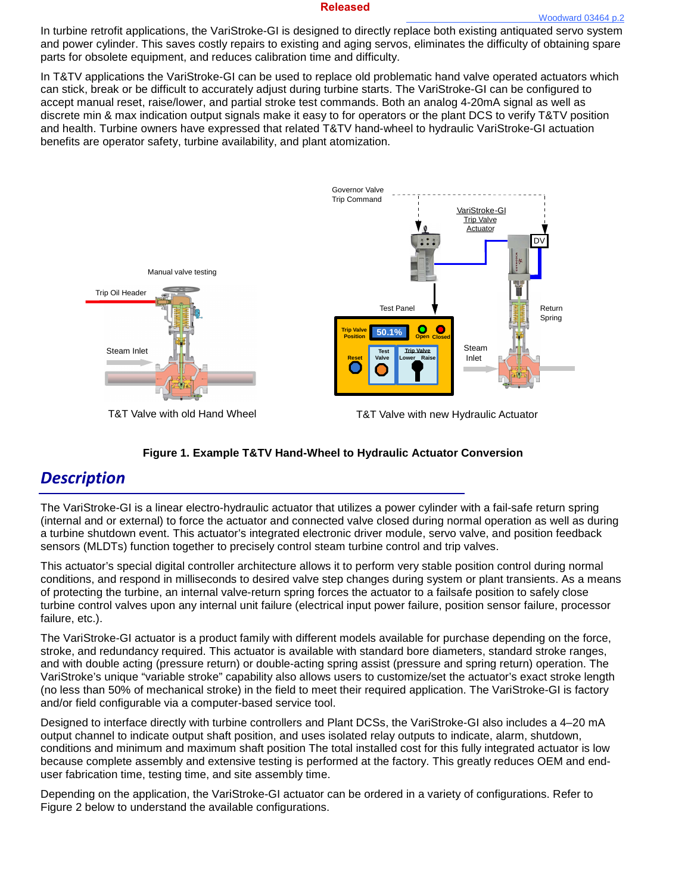In turbine retrofit applications, the VariStroke-GI is designed to directly replace both existing antiquated servo system and power cylinder. This saves costly repairs to existing and aging servos, eliminates the difficulty of obtaining spare parts for obsolete equipment, and reduces calibration time and difficulty.

In T&TV applications the VariStroke-GI can be used to replace old problematic hand valve operated actuators which can stick, break or be difficult to accurately adjust during turbine starts. The VariStroke-GI can be configured to accept manual reset, raise/lower, and partial stroke test commands. Both an analog 4-20mA signal as well as discrete min & max indication output signals make it easy to for operators or the plant DCS to verify T&TV position and health. Turbine owners have expressed that related T&TV hand-wheel to hydraulic VariStroke-GI actuation benefits are operator safety, turbine availability, and plant atomization.

Manual valve testing

Trip Oil Header

Steam Inlet

T&T Valve with old Hand Wheel

Governor Valve Trip Command

VariStroke-GI Trip Valve Actuator

DV

Test Panel

Trip Valve Position 50.1% Open Closed

Reset Test Valve Trip Valve Lower Raise

Return Spring

Steam Inlet

T&T Valve with new Hydraulic Actuator

**Figure 1. Example T&TV Hand-Wheel to Hydraulic Actuator Conversion**

## *Description*

The VariStroke-GI is a linear electro-hydraulic actuator that utilizes a power cylinder with a fail-safe return spring (internal and or external) to force the actuator and connected valve closed during normal operation as well as during a turbine shutdown event. This actuator's integrated electronic driver module, servo valve, and position feedback sensors (MLDTs) function together to precisely control steam turbine control and trip valves.

This actuator's special digital controller architecture allows it to perform very stable position control during normal conditions, and respond in milliseconds to desired valve step changes during system or plant transients. As a means of protecting the turbine, an internal valve-return spring forces the actuator to a failsafe position to safely close turbine control valves upon any internal unit failure (electrical input power failure, position sensor failure, processor failure, etc.).

The VariStroke-GI actuator is a product family with different models available for purchase depending on the force, stroke, and redundancy required. This actuator is available with standard bore diameters, standard stroke ranges, and with double acting (pressure return) or double-acting spring assist (pressure and spring return) operation. The VariStroke's unique "variable stroke" capability also allows users to customize/set the actuator's exact stroke length (no less than 50% of mechanical stroke) in the field to meet their required application. The VariStroke-GI is factory and/or field configurable via a computer-based service tool.

Designed to interface directly with turbine controllers and Plant DCSs, the VariStroke-GI also includes a 4–20 mA output channel to indicate output shaft position, and uses isolated relay outputs to indicate, alarm, shutdown, conditions and minimum and maximum shaft position The total installed cost for this fully integrated actuator is low because complete assembly and extensive testing is performed at the factory. This greatly reduces OEM and end-user fabrication time, testing time, and site assembly time.

Depending on the application, the VariStroke-GI actuator can be ordered in a variety of configurations. Refer to Figure 2 below to understand the available configurations.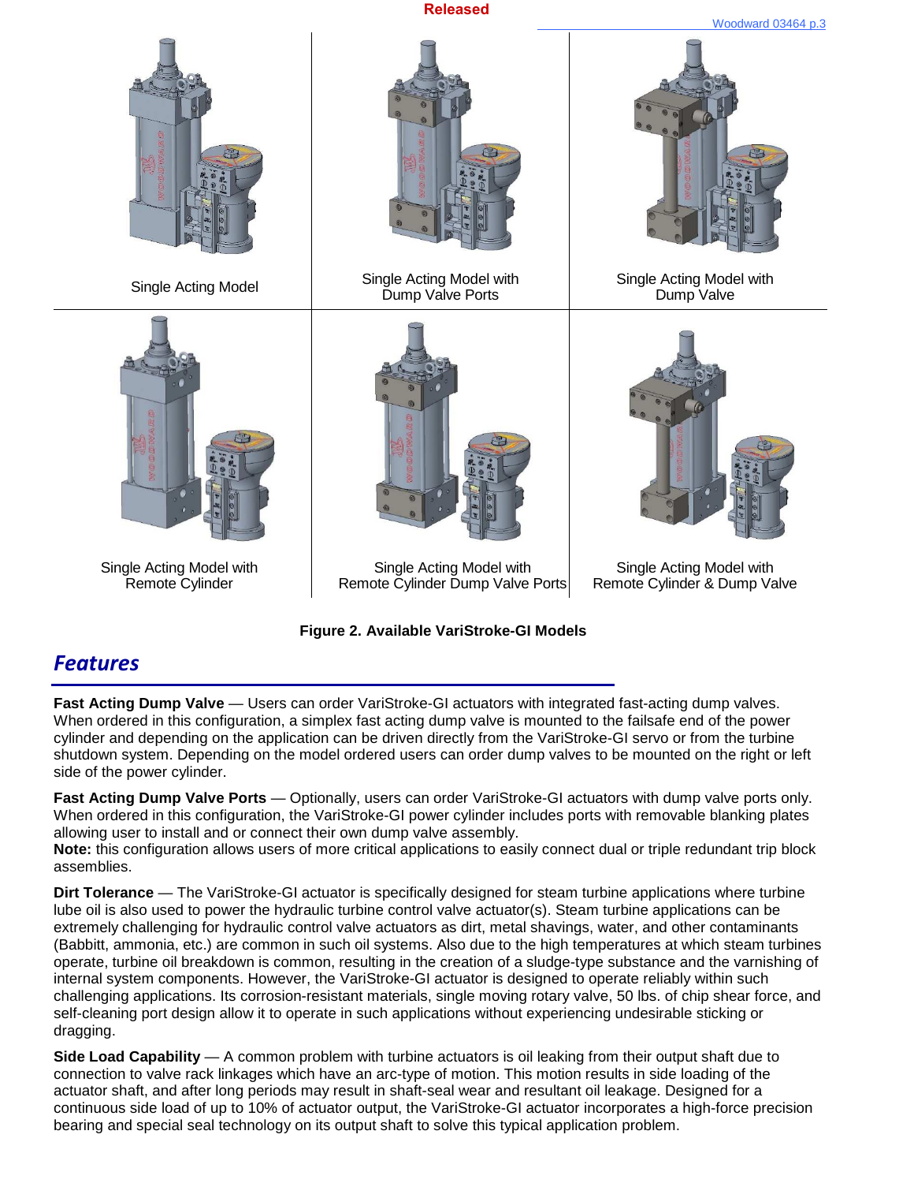Single Acting Model

Single Acting Model with Dump Valve Ports

Single Acting Model with Dump Valve

Single Acting Model with Remote Cylinder

Single Acting Model with Remote Cylinder Dump Valve Ports

Single Acting Model with Remote Cylinder & Dump Valve

**Figure 2. Available VariStroke-GI Models**

## Features

**Fast Acting Dump Valve** — Users can order VariStroke-GI actuators with integrated fast-acting dump valves. When ordered in this configuration, a simplex fast acting dump valve is mounted to the failsafe end of the power cylinder and depending on the application can be driven directly from the VariStroke-GI servo or from the turbine shutdown system. Depending on the model ordered users can order dump valves to be mounted on the right or left side of the power cylinder.

**Fast Acting Dump Valve Ports** — Optionally, users can order VariStroke-GI actuators with dump valve ports only. When ordered in this configuration, the VariStroke-GI power cylinder includes ports with removable blanking plates allowing user to install and or connect their own dump valve assembly.
**Note:** this configuration allows users of more critical applications to easily connect dual or triple redundant trip block assemblies.

**Dirt Tolerance** — The VariStroke-GI actuator is specifically designed for steam turbine applications where turbine lube oil is also used to power the hydraulic turbine control valve actuator(s). Steam turbine applications can be extremely challenging for hydraulic control valve actuators as dirt, metal shavings, water, and other contaminants (Babbitt, ammonia, etc.) are common in such oil systems. Also due to the high temperatures at which steam turbines operate, turbine oil breakdown is common, resulting in the creation of a sludge-type substance and the varnishing of internal system components. However, the VariStroke-GI actuator is designed to operate reliably within such challenging applications. Its corrosion-resistant materials, single moving rotary valve, 50 lbs. of chip shear force, and self-cleaning port design allow it to operate in such applications without experiencing undesirable sticking or dragging.

**Side Load Capability** — A common problem with turbine actuators is oil leaking from their output shaft due to connection to valve rack linkages which have an arc-type of motion. This motion results in side loading of the actuator shaft, and after long periods may result in shaft-seal wear and resultant oil leakage. Designed for a continuous side load of up to 10% of actuator output, the VariStroke-GI actuator incorporates a high-force precision bearing and special seal technology on its output shaft to solve this typical application problem.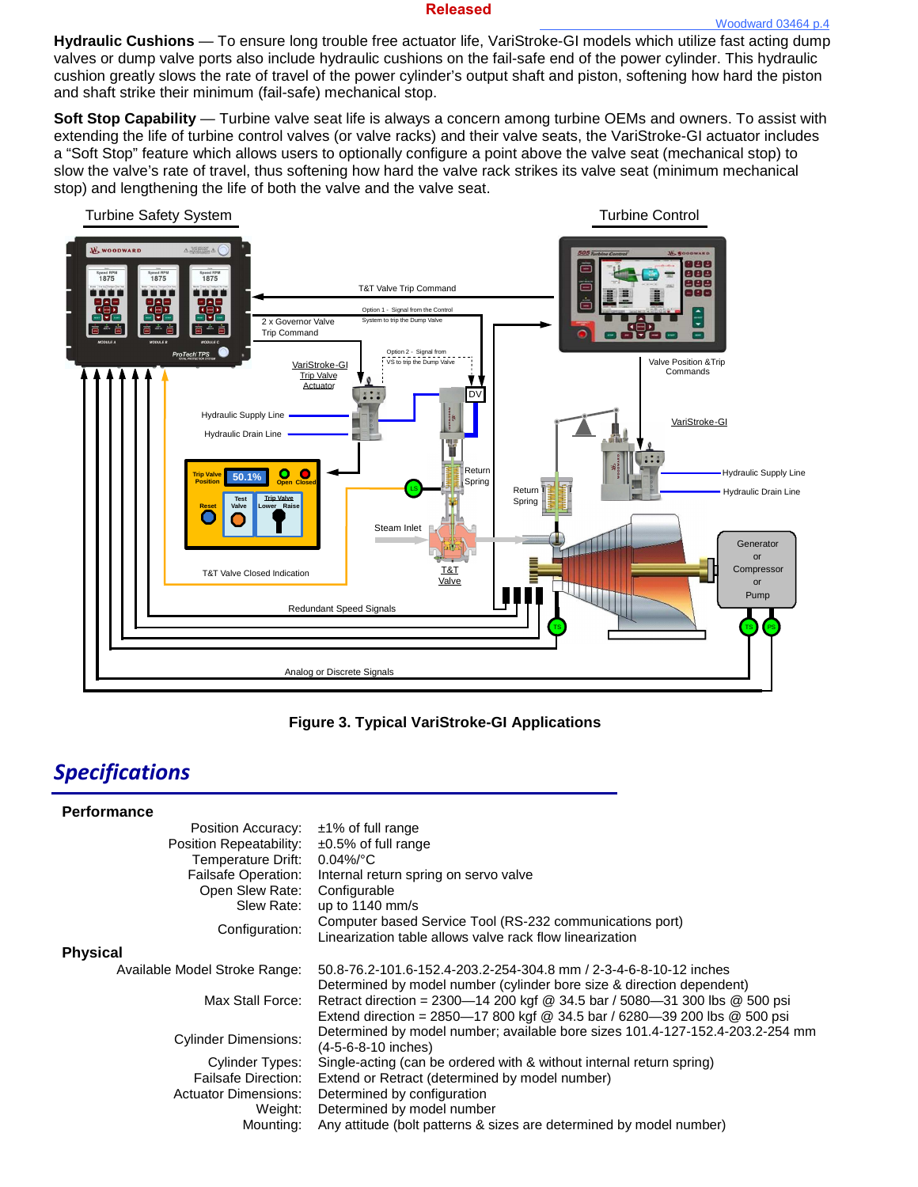**Hydraulic Cushions** — To ensure long trouble free actuator life, VariStroke-GI models which utilize fast acting dump valves or dump valve ports also include hydraulic cushions on the fail-safe end of the power cylinder. This hydraulic cushion greatly slows the rate of travel of the power cylinder's output shaft and piston, softening how hard the piston and shaft strike their minimum (fail-safe) mechanical stop.

**Soft Stop Capability** — Turbine valve seat life is always a concern among turbine OEMs and owners. To assist with extending the life of turbine control valves (or valve racks) and their valve seats, the VariStroke-GI actuator includes a "Soft Stop" feature which allows users to optionally configure a point above the valve seat (mechanical stop) to slow the valve's rate of travel, thus softening how hard the valve rack strikes its valve seat (minimum mechanical stop) and lengthening the life of both the valve and the valve seat.

**Figure 3. Typical VariStroke-GI Applications**

## Specifications

### Performance

| | |
|---|---|
| Position Accuracy: | ±1% of full range |
| Position Repeatability: | ±0.5% of full range |
| Temperature Drift: | 0.04%/°C |
| Failsafe Operation: | Internal return spring on servo valve |
| Open Slew Rate: | Configurable |
| Slew Rate: | up to 1140 mm/s |
| Configuration: | Computer based Service Tool (RS-232 communications port)<br>Linearization table allows valve rack flow linearization |

### Physical

| | |
|---|---|
| Available Model Stroke Range: | 50.8-76.2-101.6-152.4-203.2-254-304.8 mm / 2-3-4-6-8-10-12 inches<br>Determined by model number (cylinder bore size & direction dependent) |
| Max Stall Force: | Retract direction = 2300—14 200 kgf @ 34.5 bar / 5080—31 300 lbs @ 500 psi<br>Extend direction = 2850—17 800 kgf @ 34.5 bar / 6280—39 200 lbs @ 500 psi |
| Cylinder Dimensions: | Determined by model number; available bore sizes 101.4-127-152.4-203.2-254 mm (4-5-6-8-10 inches) |
| Cylinder Types: | Single-acting (can be ordered with & without internal return spring) |
| Failsafe Direction: | Extend or Retract (determined by model number) |
| Actuator Dimensions: | Determined by configuration |
| Weight: | Determined by model number |
| Mounting: | Any attitude (bolt patterns & sizes are determined by model number) |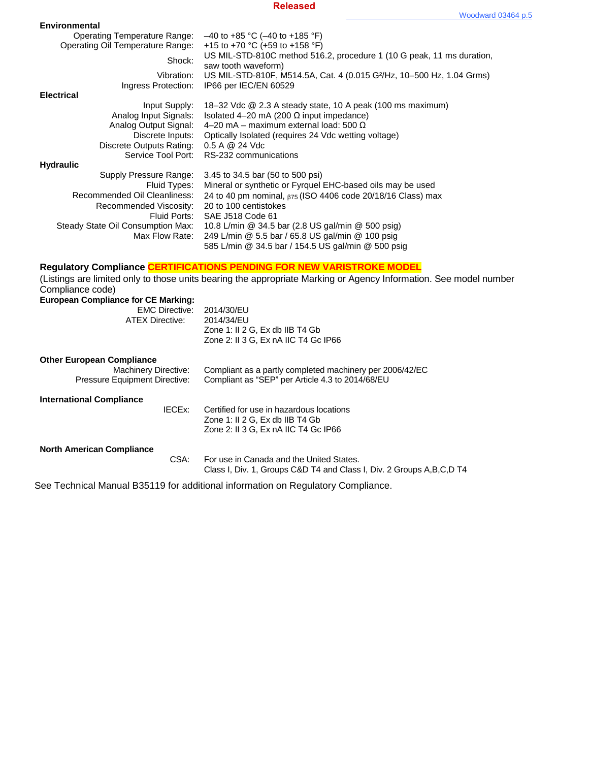**Released**

### Environmental

| | |
|---|---|
| Operating Temperature Range: | –40 to +85 °C (–40 to +185 °F) |
| Operating Oil Temperature Range: | +15 to +70 °C (+59 to +158 °F) |
| Shock: | US MIL-STD-810C method 516.2, procedure 1 (10 G peak, 11 ms duration, saw tooth waveform) |
| Vibration: | US MIL-STD-810F, M514.5A, Cat. 4 (0.015 G²/Hz, 10–500 Hz, 1.04 Grms) |
| Ingress Protection: | IP66 per IEC/EN 60529 |

### Electrical

| | |
|---|---|
| Input Supply: | 18–32 Vdc @ 2.3 A steady state, 10 A peak (100 ms maximum) |
| Analog Input Signals: | Isolated 4–20 mA (200 Ω input impedance) |
| Analog Output Signal: | 4–20 mA – maximum external load: 500 Ω |
| Discrete Inputs: | Optically Isolated (requires 24 Vdc wetting voltage) |
| Discrete Outputs Rating: | 0.5 A @ 24 Vdc |
| Service Tool Port: | RS-232 communications |

### Hydraulic

| | |
|---|---|
| Supply Pressure Range: | 3.45 to 34.5 bar (50 to 500 psi) |
| Fluid Types: | Mineral or synthetic or Fyrquel EHC-based oils may be used |
| Recommended Oil Cleanliness: | 24 to 40 pm nominal, $\beta_{75}$ (ISO 4406 code 20/18/16 Class) max |
| Recommended Viscosity: | 20 to 100 centistokes |
| Fluid Ports: | SAE J518 Code 61 |
| Steady State Oil Consumption Max: | 10.8 L/min @ 34.5 bar (2.8 US gal/min @ 500 psig) |
| Max Flow Rate: | 249 L/min @ 5.5 bar / 65.8 US gal/min @ 100 psig<br>585 L/min @ 34.5 bar / 154.5 US gal/min @ 500 psig |

### Regulatory Compliance **CERTIFICATIONS PENDING FOR NEW VARISTROKE MODEL**

(Listings are limited only to those units bearing the appropriate Marking or Agency Information. See model number Compliance code)

**European Compliance for CE Marking:**

| | |
|---|---|
| EMC Directive: | 2014/30/EU |
| ATEX Directive: | 2014/34/EU<br>Zone 1: II 2 G, Ex db IIB T4 Gb<br>Zone 2: II 3 G, Ex nA IIC T4 Gc IP66 |

**Other European Compliance**

| | |
|---|---|
| Machinery Directive: | Compliant as a partly completed machinery per 2006/42/EC |
| Pressure Equipment Directive: | Compliant as "SEP" per Article 4.3 to 2014/68/EU |

**International Compliance**

| | |
|---|---|
| IECEx: | Certified for use in hazardous locations<br>Zone 1: II 2 G, Ex db IIB T4 Gb<br>Zone 2: II 3 G, Ex nA IIC T4 Gc IP66 |

**North American Compliance**

| | |
|---|---|
| CSA: | For use in Canada and the United States.<br>Class I, Div. 1, Groups C&D T4 and Class I, Div. 2 Groups A,B,C,D T4 |

See Technical Manual B35119 for additional information on Regulatory Compliance.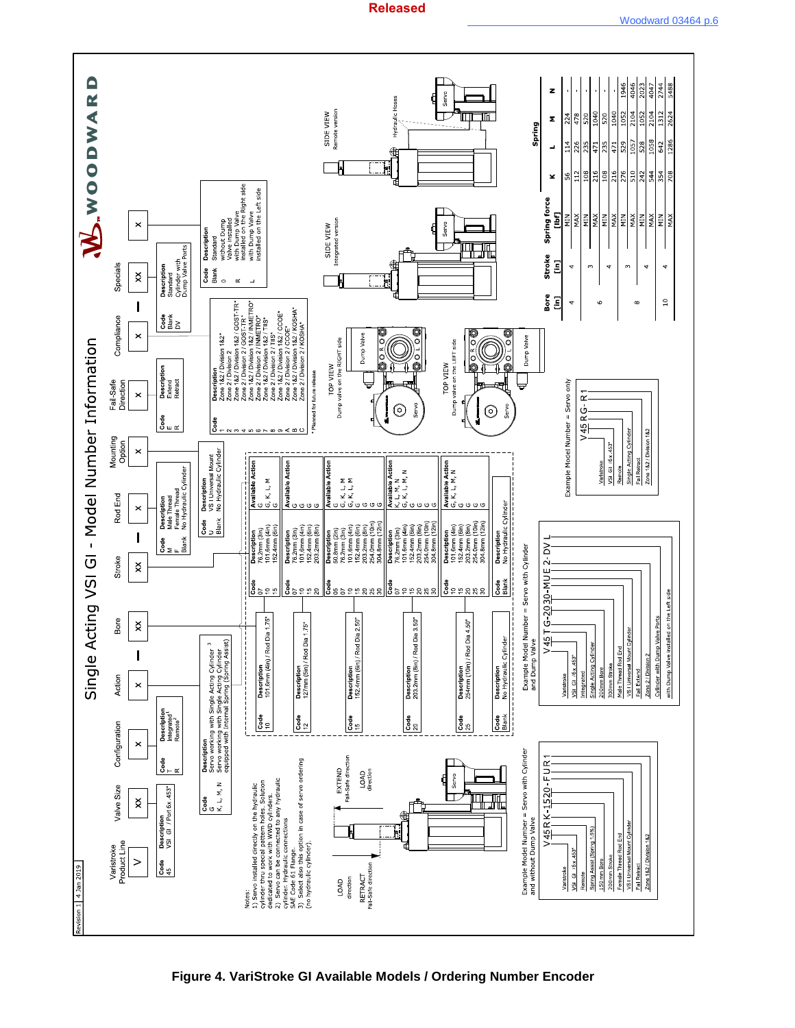Released

# Single Acting VSI GI - Model Number Information

Revision 1 | 4 Jan 2019

| Varistroke Product Line | Valve Size | Configuration | Action | – | Bore | Stroke | – | Rod End | Mounting Option | Fail-Safe Direction | Compliance | – | Specials | |
|---|---|---|---|---|---|---|---|---|---|---|---|---|---|---|
| V | XX | X | X | – | XX | XX | – | X | X | X | X | – | XX | X |

**Valve Size**

| Code | Description |
|---|---|
| 45 | VSI GI / Port 6x.453" |

**Configuration**

| Code | Description |
|---|---|
| T | Integrated[1] |
| R | Remote[2] |

**Action**

| Code | Description |
|---|---|
| G | Servo working with Single Acting Cylinder [3] |
| K, L, M, N | Servo working with Single Acting Cylinder equipped with Internal Spring (Spring Assist) |

**Bore / Stroke / Rod End**

| Bore Code | Bore Description | Stroke Code | Stroke Description | Available Action |
|---|---|---|---|---|
| 10 | 101,6mm (4in) / Rod Dia 1.75" | 07 | 76,2mm (3in) | G |
| | | 10 | 101,6mm (4in) | G, K, L, M |
| | | 15 | 152,4mm (6in) | G |
| 12 | 127mm (5in) / Rod Dia 1.75" | 07 | 76,2mm (3in) | G |
| | | 10 | 101,6mm (4in) | G |
| | | 15 | 152,4mm (6in) | G |
| | | 20 | 203,2mm (8in) | G |
| 15 | 152,4mm (6in) / Rod Dia 2.50" | 05 | 50,8mm (2in) | G, K, L, M |
| | | 07 | 76,2mm (3in) | G, K, L, M |
| | | 10 | 101,6mm (4in) | G, K, L, M |
| | | 15 | 152,4mm (6in) | G |
| | | 20 | 203,2mm (8in) | G |
| | | 25 | 254,0mm (10in) | G |
| | | 30 | 304,8mm (12in) | G |
| 20 | 203,2mm (8in) / Rod Dia 3.50" | 07 | 76,2mm (3in) | K, L, M, N |
| | | 10 | 101,6mm (4in) | G, K, L, M, N |
| | | 15 | 152,4mm (6in) | G |
| | | 20 | 203,2mm (8in) | G |
| | | 25 | 254,0mm (10in) | G |
| | | 30 | 304,8mm (12in) | G |
| 25 | 254mm (10in) / Rod Dia 4.50" | 10 | 101,6mm (4in) | G, K, L, M, N |
| | | 15 | 152,4mm (6in) | G |
| | | 20 | 203,2mm (8in) | G |
| | | 25 | 254,0mm (10in) | G |
| | | 30 | 304,8mm (12in) | G |
| Blank | No Hydraulic Cylinder | Blank | No Hydraulic Cylinder | |

**Rod End**

| Code | Description |
|---|---|
| M | Male Thread |
| F | Female Thread |
| Blank | No Hydraulic Cylinder |

**Mounting Option**

| Code | Description |
|---|---|
| U | VSI Universal Mount |
| Blank | No Hydraulic Cylinder |

**Fail-Safe Direction**

| Code | Description |
|---|---|
| E | Extend |
| R | Retract |

**Compliance**

| Code | Description |
|---|---|
| 1 | Zone 1&2 / Division 1&2* |
| 2 | Zone 2 / Division 2 |
| 3 | Zone 1&2 / Division 1&2 / GOST-TR* |
| 4 | Zone 2 / Division 2 / GOST-TR* |
| 5 | Zone 1&2 / Division 1&2 / INMETRO* |
| 6 | Zone 2 / Division 2 / INMETRO* |
| 7 | Zone 1&2 / Division 1&2 / TIIS* |
| 8 | Zone 2 / Division 2 / TIIS* |
| 9 | Zone 1&2 / Division 1&2 / CCOE* |
| A | Zone 2 / Division 2 / CCOE* |
| B | Zone 1&2 / Division 1&2 / KOSHA* |
| C | Zone 2 / Division 2 / KOSHA* |

\* Planned for future release

**Specials**

| Code | Description |
|---|---|
| Blank | Standard |
| DV | Cylinder with Dump Valve Ports |

| Code | Description |
|---|---|
| Blank | Standard |
| 0 | without Dump Valve installed |
| R | with Dump Valve installed on the Right side |
| L | with Dump Valve installed on the Left side |

**Spring**

| Bore [in] | Stroke [in] | Spring force [lbf] | K | L | M | N |
|---|---|---|---|---|---|---|
| 4 | 4 | MIN | 56 | 114 | 224 | - |
| | | MAX | 112 | 226 | 478 | - |
| 6 | 3 | MIN | 108 | 235 | 520 | - |
| | | MAX | 216 | 471 | 1040 | - |
| | 4 | MIN | 108 | 235 | 520 | - |
| | | MAX | 216 | 471 | 1040 | - |
| 8 | 3 | MIN | 276 | 529 | 1052 | 1946 |
| | | MAX | 510 | 1057 | 2104 | 4046 |
| | 4 | MIN | 242 | 528 | 1052 | 2023 |
| | | MAX | 544 | 1058 | 2104 | 4047 |
| 10 | 4 | MIN | 354 | 642 | 1312 | 2744 |
| | | MAX | 708 | 1286 | 2624 | 5488 |

Notes:
1) Servo installed directly on the hydraulic cylinder thru special pattern holes. Solution dedicated to work with WWD cylinders.
2) Servo can be connected to any hydraulic cylinder. Hydraulic connections SAE Code 61 Flange.
3) Select also this option in case of servo ordering (no hydraulic cylinder).

LOAD direction / RETRACT Fail-Safe direction; EXTEND Fail-Safe direction / LOAD direction

TOP VIEW — Dump valve on the RIGHT side (Servo, Dump Valve)

TOP VIEW — Dump valve on the LEFT side (Servo, Dump Valve)

SIDE VIEW — Integrated version (Servo)

SIDE VIEW — Remote version (Servo, Hydraulic Hoses)

**Example Model Number = Servo with Cylinder and without Dump Valve**

V45RK-1520-FUR1
- V – Varistroke
- 45 – VSI GI /6x.453"
- R – Remote
- K – Spring Assist (Spring 1.5%)
- 15 – 152mm Bore
- 20 – 200mm Stroke
- F – Female Thread Rod End
- U – VSI Universal Mount Cylinder
- R – Fail Retract
- 1 – Zone 1&2 / Division 1&2

**Example Model Number = Servo with Cylinder and Dump Valve**

V45TG-2030-MUE2-DVL
- V – Varistroke
- 45 – VSI GI /6x.453"
- T – Integrated
- G – Single Acting Cylinder
- 20 – 200mm Bore
- 30 – 300mm Stroke
- M – Male Thread Rod End
- U – VSI Universal Mount Cylinder
- E – Fail Extend
- 2 – Zone 2 / Division 2
- DV – Cylinder with Dump Valve Ports
- L – with Dump Valve installed on the Left side

**Example Model Number = Servo only**

V45RG-R1
- V – Varistroke
- 45 – VSI GI /6x.453"
- R – Remote
- G – Single Acting Cylinder
- R – Fail Retract
- 1 – Zone 1&2 / Division 1&2

**Figure 4. VariStroke GI Available Models / Ordering Number Encoder**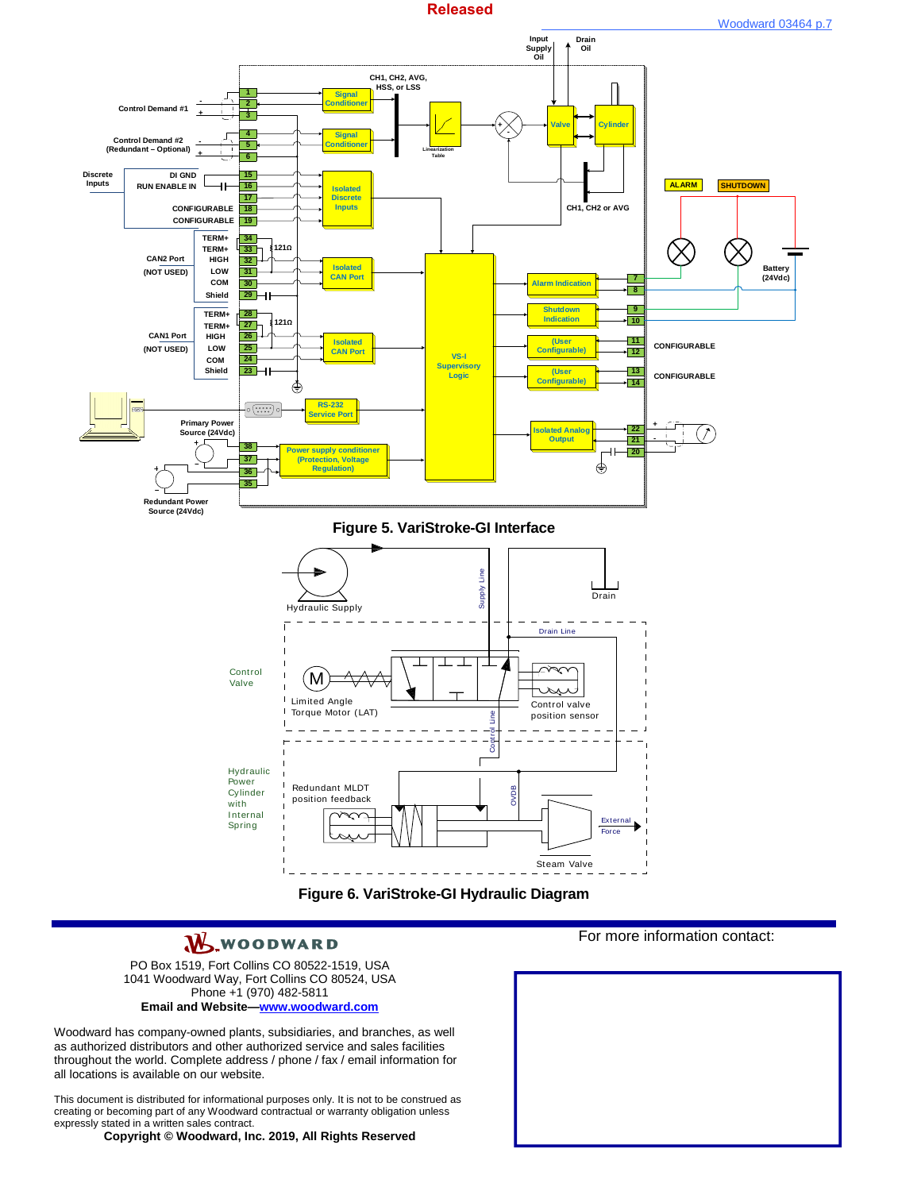Released

Woodward 03464 p.7

Input Supply Oil

Drain Oil

CH1, CH2, AVG, HSS, or LSS

Control Demand #1

Control Demand #2 (Redundant – Optional)

Discrete Inputs

DI GND

RUN ENABLE IN

CONFIGURABLE

CONFIGURABLE

Signal Conditioner

Signal Conditioner

Linearization Table

Valve

Cylinder

CH1, CH2 or AVG

Isolated Discrete Inputs

ALARM

SHUTDOWN

CAN2 Port (NOT USED)

TERM+

TERM+

HIGH

LOW

COM

Shield

121Ω

Isolated CAN Port

CAN1 Port (NOT USED)

TERM+

TERM+

HIGH

LOW

COM

Shield

121Ω

Isolated CAN Port

VS-I Supervisory Logic

Alarm Indication

Shutdown Indication

(User Configurable)

(User Configurable)

CONFIGURABLE

CONFIGURABLE

Battery (24Vdc)

RS-232 Service Port

Primary Power Source (24Vdc)

Redundant Power Source (24Vdc)

Power supply conditioner (Protection, Voltage Regulation)

Isolated Analog Output

**Figure 5. VariStroke-GI Interface**

Hydraulic Supply

Supply Line

Drain

Drain Line

Control Valve

Limited Angle Torque Motor (LAT)

Control valve position sensor

Control Line

Hydraulic Power Cylinder with Internal Spring

Redundant MLDT position feedback

OVDB

External Force

Steam Valve

**Figure 6. VariStroke-GI Hydraulic Diagram**

WOODWARD

PO Box 1519, Fort Collins CO 80522-1519, USA
1041 Woodward Way, Fort Collins CO 80524, USA
Phone +1 (970) 482-5811
**Email and Website—www.woodward.com**

Woodward has company-owned plants, subsidiaries, and branches, as well as authorized distributors and other authorized service and sales facilities throughout the world. Complete address / phone / fax / email information for all locations is available on our website.

This document is distributed for informational purposes only. It is not to be construed as creating or becoming part of any Woodward contractual or warranty obligation unless expressly stated in a written sales contract.

**Copyright © Woodward, Inc. 2019, All Rights Reserved**

For more information contact: